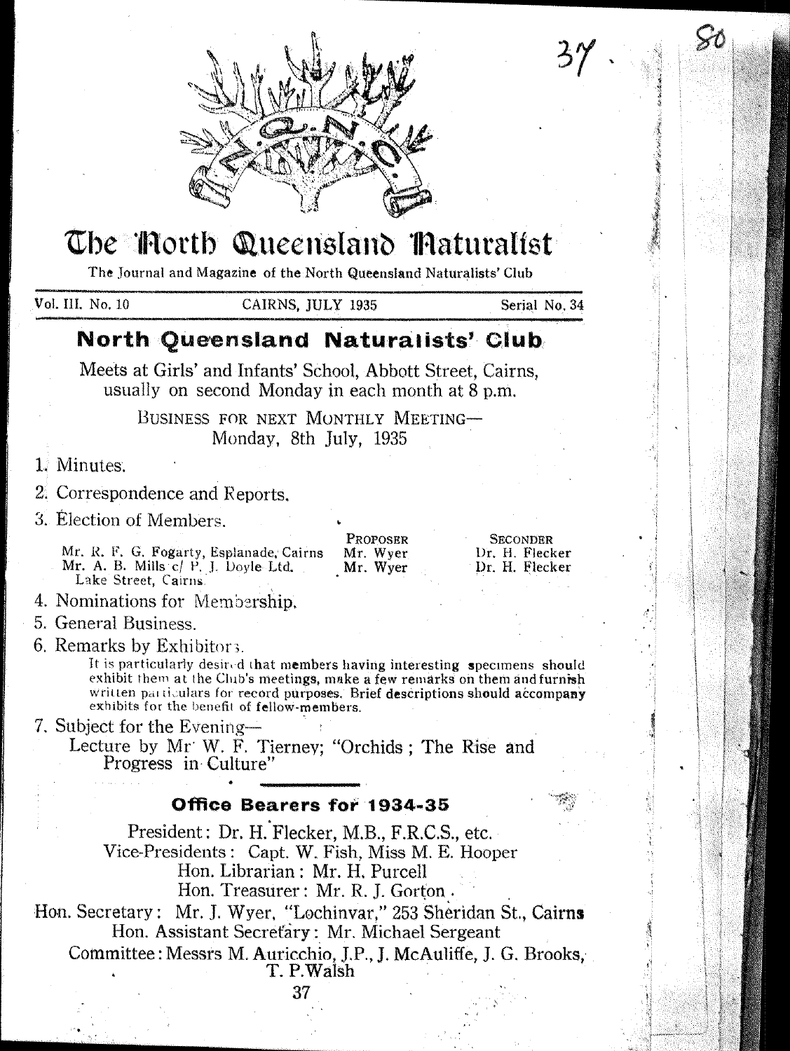# The North Queensland Naturalist

The Journal and Magazine of the North Queensland Naturalists' Club

Vol. III. No. 10 — CAIRNS, JULY 1935 — Serial No. 34

## North Queensland Naturalists' Club

Meets at Girls' and Infants' School, Abbott Street, Cairns, usually on second Monday in each month at 8 p.m.

BUSINESS FOR NEXT MONTHLY MEETING—
Monday, 8th July, 1935

1. Minutes.
2. Correspondence and Reports.
3. Election of Members.

| | PROPOSER | SECONDER |
|---|---|---|
| Mr. R. F. G. Fogarty, Esplanade, Cairns | Mr. Wyer | Dr. H. Flecker |
| Mr. A. B. Mills c/ P. J. Doyle Ltd. Lake Street, Cairns | Mr. Wyer | Dr. H. Flecker |

4. Nominations for Membership.
5. General Business.
6. Remarks by Exhibitors.
   It is particularly desired that members having interesting specimens should exhibit them at the Club's meetings, make a few remarks on them and furnish written particulars for record purposes. Brief descriptions should accompany exhibits for the benefit of fellow-members.
7. Subject for the Evening—
   Lecture by Mr W. F. Tierney; "Orchids ; The Rise and Progress in Culture"

### Office Bearers for 1934-35

President: Dr. H. Flecker, M.B., F.R.C.S., etc.
Vice-Presidents: Capt. W. Fish, Miss M. E. Hooper
Hon. Librarian: Mr. H. Purcell
Hon. Treasurer: Mr. R. J. Gorton.
Hon. Secretary: Mr. J. Wyer, "Lochinvar," 253 Sheridan St., Cairns
Hon. Assistant Secretary: Mr. Michael Sergeant
Committee: Messrs M. Auricchio, J.P., J. McAuliffe, J. G. Brooks, T. P. Walsh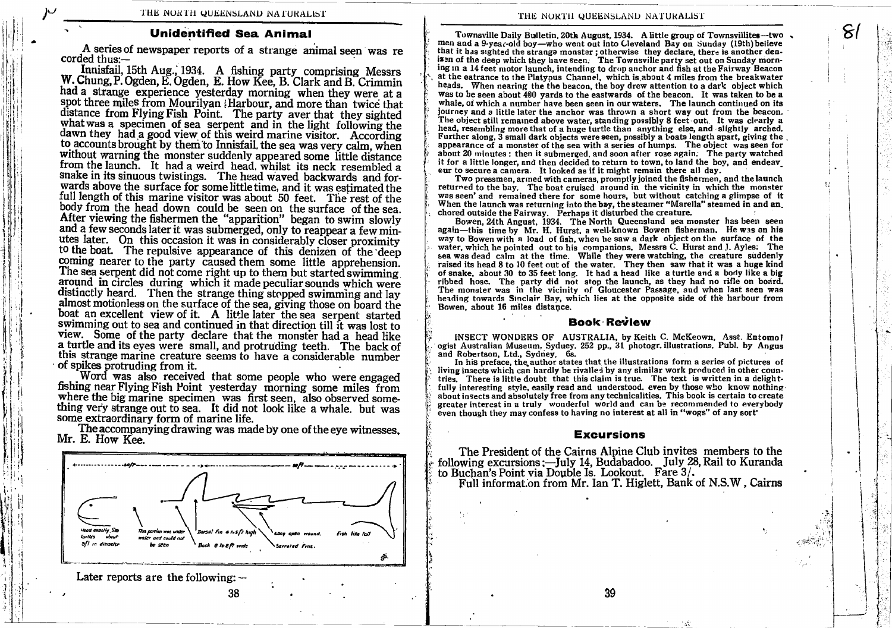## Unidentified Sea Animal

A series of newspaper reports of a strange animal seen was recorded thus:—

Innisfail, 15th Aug., 1934. A fishing party comprising Messrs W. Chung, P. Ogden, E. Ogden, E. How Kee, B. Clark and B. Crimmin had a strange experience yesterday morning when they were at a spot three miles from Mourilyan Harbour, and more than twice that distance from Flying Fish Point. The party aver that they sighted what was a specimen of sea serpent and in the light following the dawn they had a good view of this weird marine visitor. According to accounts brought by them to Innisfail, the sea was very calm, when without warning the monster suddenly appeared some little distance from the launch. It had a weird head, whilst its neck resembled a snake in its sinuous twistings. The head waved backwards and forwards above the surface for some little time, and it was estimated the full length of this marine visitor was about 50 feet. The rest of the body from the head down could be seen on the surface of the sea. After viewing the fishermen the "apparition" began to swim slowly and a few seconds later it was submerged, only to reappear a few minutes later. On this occasion it was in considerably closer proximity to the boat. The repulsive appearance of this denizen of the deep coming nearer to the party caused them some little apprehension. The sea serpent did not come right up to them but started swimming around in circles during which it made peculiar sounds which were distinctly heard. Then the strange thing stopped swimming and lay almost motionless on the surface of the sea, giving those on board the boat an excellent view of it. A little later the sea serpent started swimming out to sea and continued in that direction till it was lost to view. Some of the party declare that the monster had a head like a turtle and its eyes were small, and protruding teeth. The back of this strange marine creature seems to have a considerable number of spikes protruding from it.

Word was also received that some people who were engaged fishing near Flying Fish Point yesterday morning some miles from where the big marine specimen was first seen, also observed something very strange out to sea. It did not look like a whale, but was some extraordinary form of marine life.

The accompanying drawing was made by one of the eye witnesses, Mr. E. How Kee.

20ft — 30ft

Head exactly like turtle's about 3ft in diameter — This portion was under water and could not be seen — Dorsal fin 4 to 5ft high — Back 8 to 8ft wide — Long open wound. — Serrated Fins. — Fish like tail

Later reports are the following:—

Townsville Daily Bulletin, 20th August, 1934. A little group of Townsvillites—two men and a 9-year-old boy—who went out into Cleveland Bay on Sunday (19th) believe that it has sighted the strange monster; otherwise they declare, there is another denizen of the deep which they have seen. The Townsville party set out on Sunday morning in a 14 feet motor launch, intending to drop anchor and fish at the Fairway Beacon at the entrance to the Platypus Channel, which is about 4 miles from the breakwater heads. When nearing the the beacon, the boy drew attention to a dark object which was to be seen about 400 yards to the eastwards of the beacon. It was taken to be a whale, of which a number have been seen in our waters. The launch continued on its journey and a little later the anchor was thrown a short way out from the beacon. The object still remained above water, standing possibly 8 feet out. It was clearly a head, resembling more that of a huge turtle than anything else, and slightly arched. Further along, 3 small dark objects were seen, possibly a boats length apart, giving the appearance of a monster of the sea with a series of humps. The object was seen for about 20 minutes: then it submerged, and soon after rose again. The party watched it for a little longer, and then decided to return to town, to land the boy, and endeavour to secure a camera. It looked as if it might remain there all day.

Two pressmen, armed with cameras, promptly joined the fishermen, and the launch returned to the bay. The boat cruised around in the vicinity in which the monster was seen' and remained there for some hours, but without catching a glimpse of it When the launch was returning into the bay, the steamer "Marella" steamed in and anchored outside the Fairway. Perhaps it disturbed the creature.

Bowen, 24th August, 1934. The North Queensland sea monster has been seen again—this time by Mr. H. Hurst, a well-known Bowen fisherman. He was on his way to Bowen with a load of fish, when he saw a dark object on the surface of the water, which he pointed out to his companions. Messrs C. Hurst and J. Ayles: The sea was dead calm at the time. While they were watching, the creature suddenly raised its head 8 to 10 feet out of the water. They then saw that it was a huge kind of snake, about 30 to 35 feet long. It had a head like a turtle and a body like a big ribbed hose. The party did not stop the launch, as they had no rifle on board. The monster was in the vicinity of Gloucester Passage, and when last seen was heading towards Sinclair Bay, which lies at the opposite side of the harbour from Bowen, about 16 miles distance.

## Book Review

INSECT WONDERS OF AUSTRALIA, by Keith C. McKeown, Asst. Entomologist Australian Museum, Sydney. 252 pp., 31 photogr. illustrations. Publ. by Angus and Robertson, Ltd., Sydney. 6s.

In his preface, the author states that the illustrations form a series of pictures of living insects which can hardly be rivalled by any similar work produced in other countries. There is little doubt that this claim is true. The text is written in a delightfully interesting style, easily read and understood, even by those who know nothing about insects and absolutely free from any technicalities. This book is certain to create greater interest in a truly wonderful world and can be recommended to everybody even though they may confess to having no interest at all in "wogs" of any sort'

## Excursions

The President of the Cairns Alpine Club invites members to the following excursions:—July 14, Budabadoo. July 28, Rail to Kuranda to Buchan's Point via Double Is. Lookout. Fare 3/.

Full information from Mr. Ian T. Higlett, Bank of N.S.W, Cairns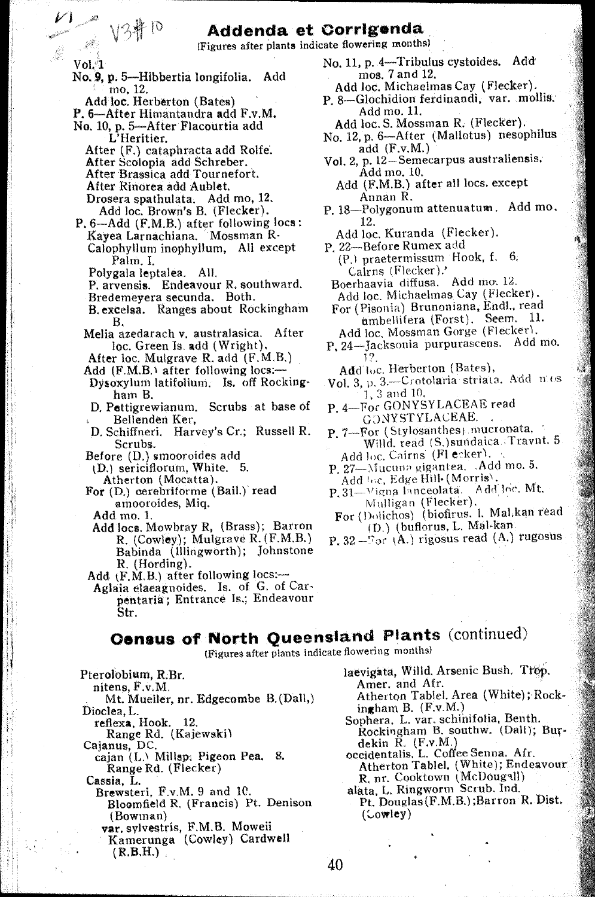## Addenda et Corrigenda

(Figures after plants indicate flowering months)

Vol. 1

No. 9, p. 5—Hibbertia longifolia. Add mo. 12.

Add loc. Herberton (Bates)

P. 6—After Himantandra add F.v.M.

No. 10, p. 5—After Flacourtia add L'Heritier.

After (F.) cataphracta add Rolfe.

After Scolopia add Schreber.

After Brassica add Tournefort.

After Rinorea add Aublet.

Drosera spathulata. Add mo, 12.

Add loc. Brown's B. (Flecker).

P. 6—Add (F.M.B.) after following locs:

Kayea Larnachiana. Mossman R.

Calophyllum inophyllum, All except Palm. I.

Polygala leptalea. All.

P. arvensis. Endeavour R. southward.

Bredemeyera secunda. Both.

B. excelsa. Ranges about Rockingham B.

Melia azedarach v. australasica. After loc. Green Is. add (Wright).

After loc. Mulgrave R. add (F.M.B.)

Add (F.M.B.) after following locs:—

Dysoxylum latifolium. Is. off Rockingham B.

D. Pettigrewianum. Scrubs at base of Bellenden Ker,

D. Schiffneri. Harvey's Cr.; Russell R. Scrubs.

Before (D.) smooroides add

(D.) sericiflorum, White. 5. Atherton (Mocatta).

For (D.) cerebriforme (Bail.) read amooroides, Miq.

Add mo. 1.

Add locs. Mowbray R, (Brass); Barron R. (Cowley); Mulgrave R. (F.M.B.) Babinda (Illingworth); Johnstone R. (Hording).

Add (F.M.B.) after following locs:—

Aglaia elaeagnoides. Is. of G. of Carpentaria; Entrance Is.; Endeavour Str.

No. 11, p. 4—Tribulus cystoides. Add mos. 7 and 12.

Add loc. Michaelmas Cay (Flecker).

P. 8—Glochidion ferdinandi, var. mollis. Add mo. 11.

Add loc. S. Mossman R. (Flecker).

No. 12, p. 6—After (Mallotus) nesophilus add (F.v.M.)

Vol. 2, p. 12—Semecarpus australiensis. Add mo. 10.

Add (F.M.B.) after all locs. except Annan R.

P. 18—Polygonum attenuatum. Add mo. 12.

Add loc. Kuranda (Flecker).

P. 22—Before Rumex add

(P.) praetermissum Hook, f. 6. Cairns (Flecker).'

Boerhaavia diffusa. Add mo. 12.

Add loc. Michaelmas Cay (Flecker).

For (Pisonia) Brunoniana, Endl., read umbellifera (Forst). Seem. 11.

Add loc. Mossman Gorge (Flecker).

P. 24—Jacksonia purpurascens. Add mo. 12.

Add loc. Herberton (Bates),

Vol. 3, p. 3.—Crotolaria striata. Add mos 1, 3 and 10.

P. 4—For GONYSYLACEAE read GONYSTYLACEAE.

P. 7—For (Stylosanthes) mucronata, Willd. read (S.) sundaica. Travnt. 5

Add loc. Cairns (Flecker).

P. 27—Mucuna gigantea. Add mo. 5.

Add loc. Edge Hill (Morris).

P. 31—Vigna lanceolata. Add loc. Mt. Mulligan (Flecker).

For (Dolichos) (biofirus. L. Mal.kan read (D.) (buflorus, L. Mal-kan.

P. 32—For (A.) rigosus read (A.) rugosus

## Census of North Queensland Plants (continued)

(Figures after plants indicate flowering months)

Pterolobium, R.Br.

nitens, F.v.M.

Mt. Mueller, nr. Edgecombe B. (Dall,)

Dioclea, L.

reflexa, Hook. 12.

Range Rd. (Kajewski)

Cajanus, DC.

cajan (L.) Millsp. Pigeon Pea. 8.

Range Rd. (Flecker)

Cassia, L.

Brewsteri, F.v.M. 9 and 10.

Bloomfield R. (Francis) Pt. Denison (Bowman)

var. sylvestris, F.M.B. Moweii Kamerunga (Cowley) Cardwell (R.B.H.)

laevigata, Willd. Arsenic Bush. Trop. Amer. and Afr.

Atherton Tablel. Area (White); Rockingham B. (F.v.M.)

Sophera, L. var. schinifolia, Benth.

Rockingham B. southw. (Dall); Burdekin R. (F.v.M.)

occidentalis, L. Coffee Senna. Afr.

Atherton Tablel. (White); Endeavour R. nr. Cooktown (McDougall)

alata, L. Ringworm Scrub. Ind.

Pt. Douglas (F.M.B.); Barron R. Dist. (Cowley)